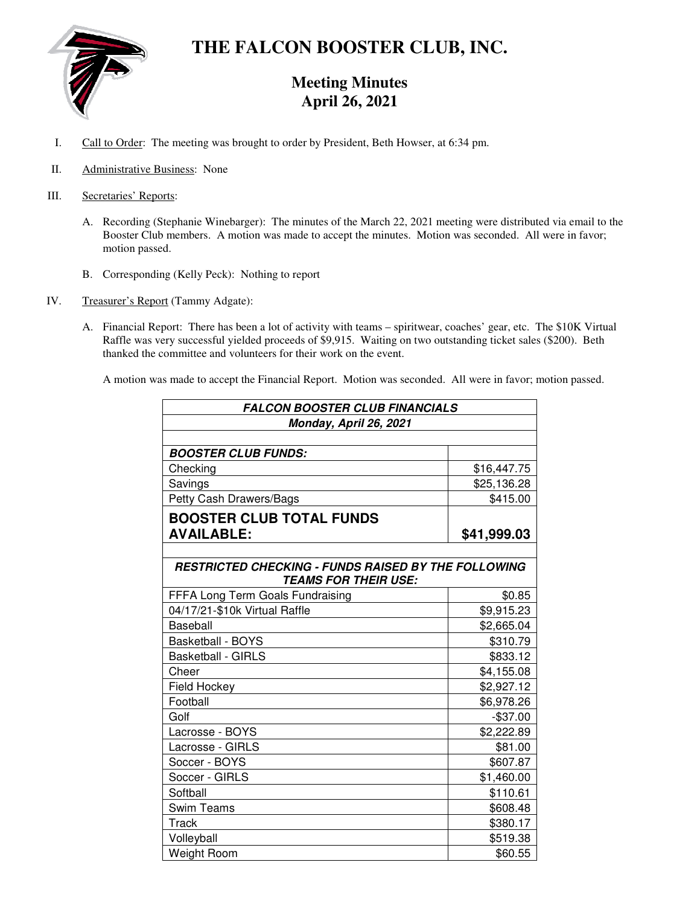# THE FALCON BOOSTER CLUB, INC.

## Meeting Minutes
## April 26, 2021

I. Call to Order: The meeting was brought to order by President, Beth Howser, at 6:34 pm.

II. Administrative Business: None

III. Secretaries' Reports:

   A. Recording (Stephanie Winebarger): The minutes of the March 22, 2021 meeting were distributed via email to the Booster Club members. A motion was made to accept the minutes. Motion was seconded. All were in favor; motion passed.

   B. Corresponding (Kelly Peck): Nothing to report

IV. Treasurer's Report (Tammy Adgate):

   A. Financial Report: There has been a lot of activity with teams – spiritwear, coaches' gear, etc. The $10K Virtual Raffle was very successful yielded proceeds of $9,915. Waiting on two outstanding ticket sales ($200). Beth thanked the committee and volunteers for their work on the event.

   A motion was made to accept the Financial Report. Motion was seconded. All were in favor; motion passed.

| ***FALCON BOOSTER CLUB FINANCIALS*** | |
|---|---|
| ***Monday, April 26, 2021*** | |
| | |
| ***BOOSTER CLUB FUNDS:*** | |
| Checking | $16,447.75 |
| Savings | $25,136.28 |
| Petty Cash Drawers/Bags | $415.00 |
| **BOOSTER CLUB TOTAL FUNDS AVAILABLE:** | **$41,999.03** |
| | |
| ***RESTRICTED CHECKING - FUNDS RAISED BY THE FOLLOWING TEAMS FOR THEIR USE:*** | |
| FFFA Long Term Goals Fundraising | $0.85 |
| 04/17/21-$10k Virtual Raffle | $9,915.23 |
| Baseball | $2,665.04 |
| Basketball - BOYS | $310.79 |
| Basketball - GIRLS | $833.12 |
| Cheer | $4,155.08 |
| Field Hockey | $2,927.12 |
| Football | $6,978.26 |
| Golf | -$37.00 |
| Lacrosse - BOYS | $2,222.89 |
| Lacrosse - GIRLS | $81.00 |
| Soccer - BOYS | $607.87 |
| Soccer - GIRLS | $1,460.00 |
| Softball | $110.61 |
| Swim Teams | $608.48 |
| Track | $380.17 |
| Volleyball | $519.38 |
| Weight Room | $60.55 |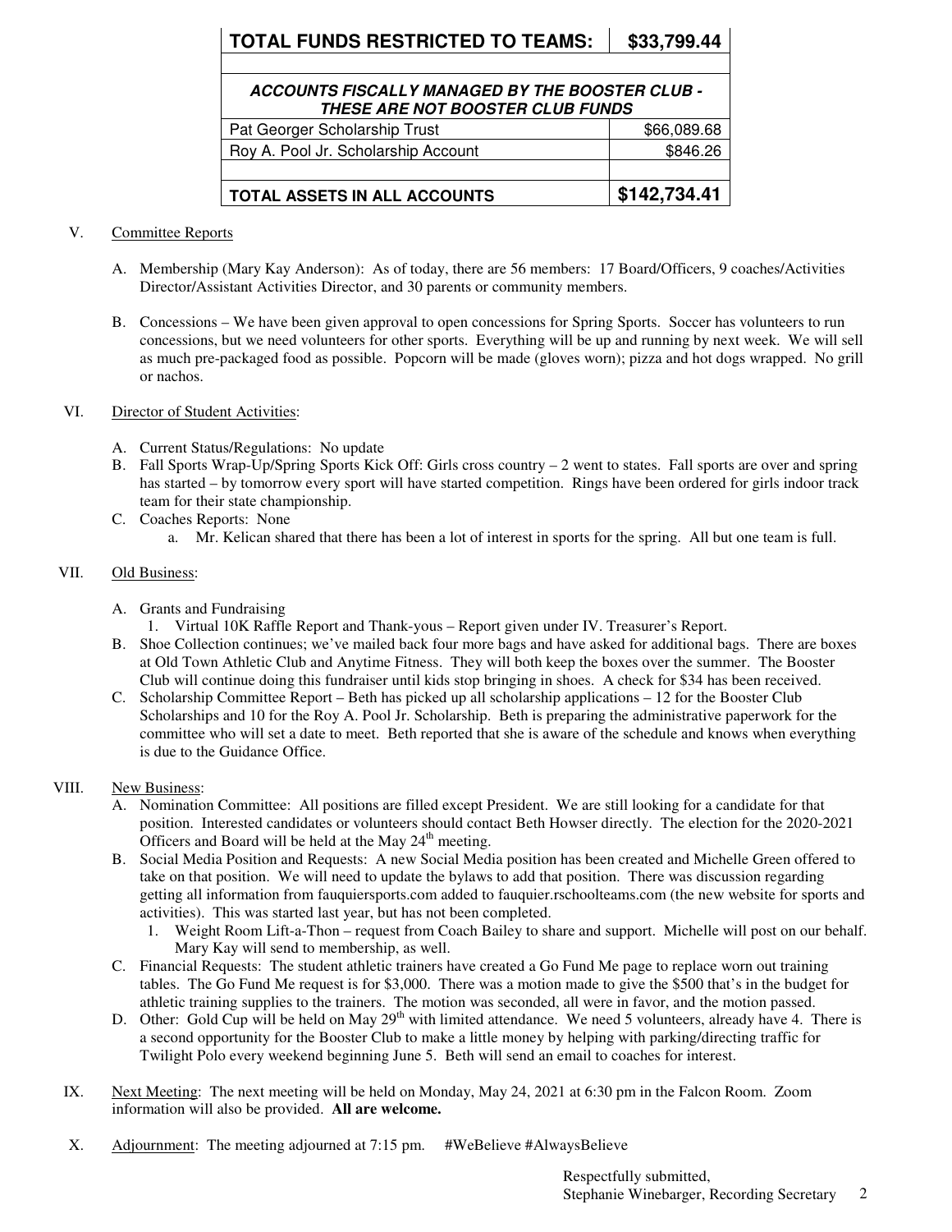| | |
|---|---|
| **TOTAL FUNDS RESTRICTED TO TEAMS:** | **$33,799.44** |
| | |
| ***ACCOUNTS FISCALLY MANAGED BY THE BOOSTER CLUB - THESE ARE NOT BOOSTER CLUB FUNDS*** | |
| Pat Georger Scholarship Trust | $66,089.68 |
| Roy A. Pool Jr. Scholarship Account | $846.26 |
| | |
| **TOTAL ASSETS IN ALL ACCOUNTS** | **$142,734.41** |

V. Committee Reports

A. Membership (Mary Kay Anderson): As of today, there are 56 members: 17 Board/Officers, 9 coaches/Activities Director/Assistant Activities Director, and 30 parents or community members.

B. Concessions – We have been given approval to open concessions for Spring Sports. Soccer has volunteers to run concessions, but we need volunteers for other sports. Everything will be up and running by next week. We will sell as much pre-packaged food as possible. Popcorn will be made (gloves worn); pizza and hot dogs wrapped. No grill or nachos.

VI. Director of Student Activities:

A. Current Status/Regulations: No update
B. Fall Sports Wrap-Up/Spring Sports Kick Off: Girls cross country – 2 went to states. Fall sports are over and spring has started – by tomorrow every sport will have started competition. Rings have been ordered for girls indoor track team for their state championship.
C. Coaches Reports: None
   a. Mr. Kelican shared that there has been a lot of interest in sports for the spring. All but one team is full.

VII. Old Business:

A. Grants and Fundraising
   1. Virtual 10K Raffle Report and Thank-yous – Report given under IV. Treasurer's Report.
B. Shoe Collection continues; we've mailed back four more bags and have asked for additional bags. There are boxes at Old Town Athletic Club and Anytime Fitness. They will both keep the boxes over the summer. The Booster Club will continue doing this fundraiser until kids stop bringing in shoes. A check for $34 has been received.
C. Scholarship Committee Report – Beth has picked up all scholarship applications – 12 for the Booster Club Scholarships and 10 for the Roy A. Pool Jr. Scholarship. Beth is preparing the administrative paperwork for the committee who will set a date to meet. Beth reported that she is aware of the schedule and knows when everything is due to the Guidance Office.

VIII. New Business:

A. Nomination Committee: All positions are filled except President. We are still looking for a candidate for that position. Interested candidates or volunteers should contact Beth Howser directly. The election for the 2020-2021 Officers and Board will be held at the May 24th meeting.
B. Social Media Position and Requests: A new Social Media position has been created and Michelle Green offered to take on that position. We will need to update the bylaws to add that position. There was discussion regarding getting all information from fauquiersports.com added to fauquier.rschoolteams.com (the new website for sports and activities). This was started last year, but has not been completed.
   1. Weight Room Lift-a-Thon – request from Coach Bailey to share and support. Michelle will post on our behalf. Mary Kay will send to membership, as well.
C. Financial Requests: The student athletic trainers have created a Go Fund Me page to replace worn out training tables. The Go Fund Me request is for $3,000. There was a motion made to give the $500 that's in the budget for athletic training supplies to the trainers. The motion was seconded, all were in favor, and the motion passed.
D. Other: Gold Cup will be held on May 29th with limited attendance. We need 5 volunteers, already have 4. There is a second opportunity for the Booster Club to make a little money by helping with parking/directing traffic for Twilight Polo every weekend beginning June 5. Beth will send an email to coaches for interest.

IX. Next Meeting: The next meeting will be held on Monday, May 24, 2021 at 6:30 pm in the Falcon Room. Zoom information will also be provided. **All are welcome.**

X. Adjournment: The meeting adjourned at 7:15 pm. #WeBelieve #AlwaysBelieve

Respectfully submitted,
Stephanie Winebarger, Recording Secretary